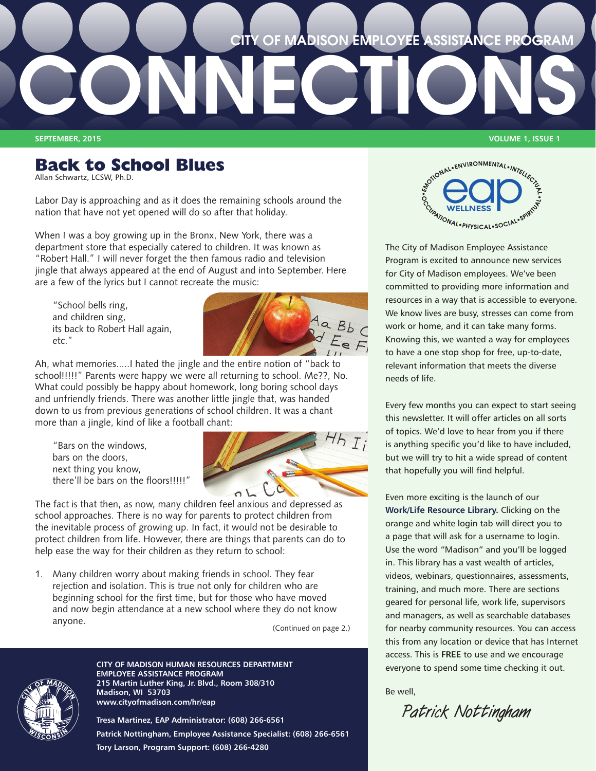# CITY OF MADISON EMPLOYEE ASSISTANCE PROGRAM

# CONNECTIONS

**SEPTEMBER, 2015** **VOLUME 1, ISSUE 1**

## Back to School Blues

Allan Schwartz, LCSW, Ph.D.

Labor Day is approaching and as it does the remaining schools around the nation that have not yet opened will do so after that holiday.

When I was a boy growing up in the Bronx, New York, there was a department store that especially catered to children. It was known as "Robert Hall." I will never forget the then famous radio and television jingle that always appeared at the end of August and into September. Here are a few of the lyrics but I cannot recreate the music:

> "School bells ring,
> and children sing,
> its back to Robert Hall again,
> etc."

Ah, what memories.....I hated the jingle and the entire notion of "back to school!!!!!" Parents were happy we were all returning to school. Me??, No. What could possibly be happy about homework, long boring school days and unfriendly friends. There was another little jingle that, was handed down to us from previous generations of school children. It was a chant more than a jingle, kind of like a football chant:

> "Bars on the windows,
> bars on the doors,
> next thing you know,
> there'll be bars on the floors!!!!!"

The fact is that then, as now, many children feel anxious and depressed as school approaches. There is no way for parents to protect children from the inevitable process of growing up. In fact, it would not be desirable to protect children from life. However, there are things that parents can do to help ease the way for their children as they return to school:

1. Many children worry about making friends in school. They fear rejection and isolation. This is true not only for children who are beginning school for the first time, but for those who have moved and now begin attendance at a new school where they do not know anyone.

(Continued on page 2.)

**CITY OF MADISON HUMAN RESOURCES DEPARTMENT**
**EMPLOYEE ASSISTANCE PROGRAM**
**215 Martin Luther King, Jr. Blvd., Room 308/310**
**Madison, WI 53703**
**www.cityofmadison.com/hr/eap**

**Tresa Martinez, EAP Administrator: (608) 266-6561**
**Patrick Nottingham, Employee Assistance Specialist: (608) 266-6561**
**Tory Larson, Program Support: (608) 266-4280**

---

EMOTIONAL • ENVIRONMENTAL • INTELLECTUAL • SPIRITUAL • SOCIAL • PHYSICAL • OCCUPATIONAL — eap WELLNESS

The City of Madison Employee Assistance Program is excited to announce new services for City of Madison employees. We've been committed to providing more information and resources in a way that is accessible to everyone. We know lives are busy, stresses can come from work or home, and it can take many forms. Knowing this, we wanted a way for employees to have a one stop shop for free, up-to-date, relevant information that meets the diverse needs of life.

Every few months you can expect to start seeing this newsletter. It will offer articles on all sorts of topics. We'd love to hear from you if there is anything specific you'd like to have included, but we will try to hit a wide spread of content that hopefully you will find helpful.

Even more exciting is the launch of our **Work/Life Resource Library.** Clicking on the orange and white login tab will direct you to a page that will ask for a username to login. Use the word "Madison" and you'll be logged in. This library has a vast wealth of articles, videos, webinars, questionnaires, assessments, training, and much more. There are sections geared for personal life, work life, supervisors and managers, as well as searchable databases for nearby community resources. You can access this from any location or device that has Internet access. This is **FREE** to use and we encourage everyone to spend some time checking it out.

Be well,

*Patrick Nottingham*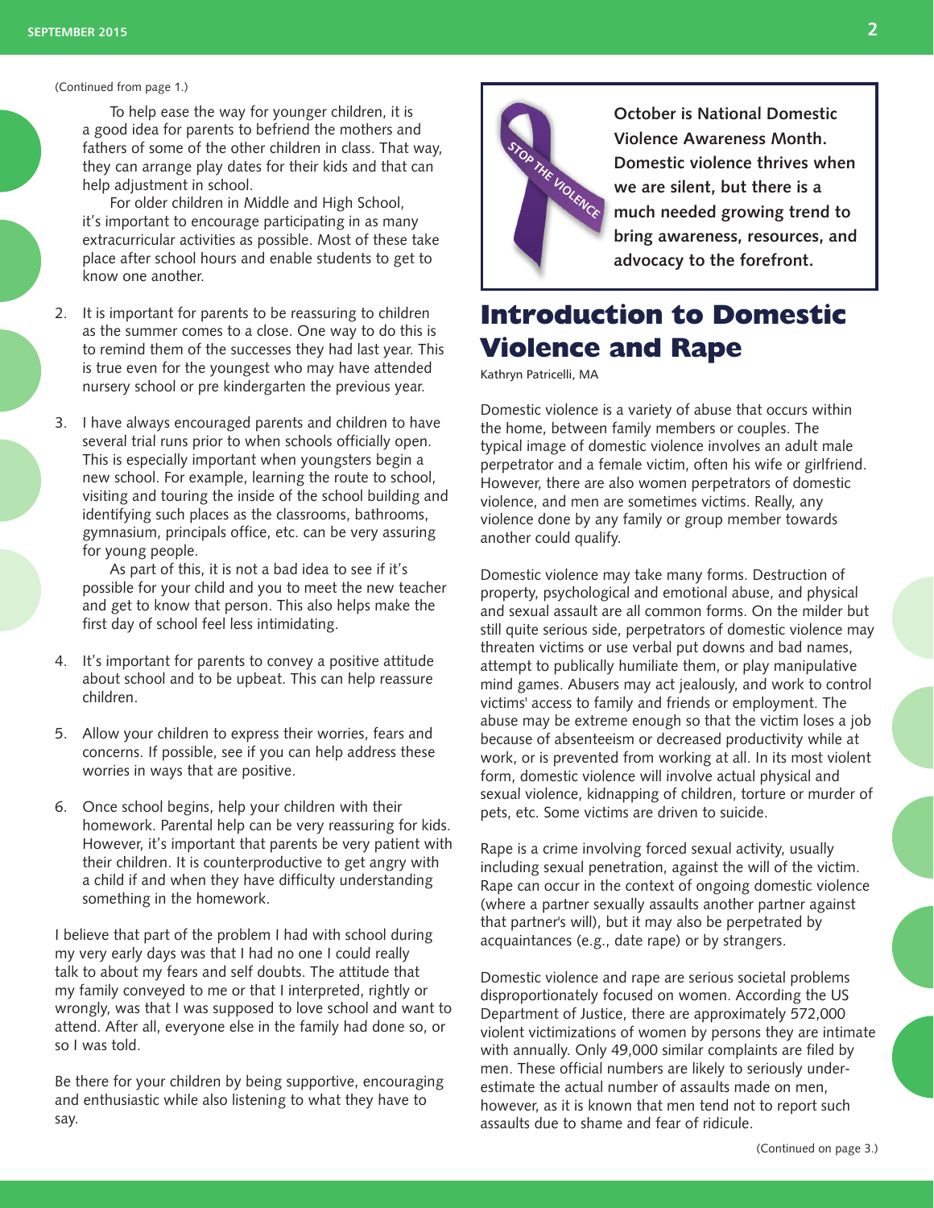(Continued from page 1.)

To help ease the way for younger children, it is a good idea for parents to befriend the mothers and fathers of some of the other children in class. That way, they can arrange play dates for their kids and that can help adjustment in school.

For older children in Middle and High School, it's important to encourage participating in as many extracurricular activities as possible. Most of these take place after school hours and enable students to get to know one another.

2. It is important for parents to be reassuring to children as the summer comes to a close. One way to do this is to remind them of the successes they had last year. This is true even for the youngest who may have attended nursery school or pre kindergarten the previous year.

3. I have always encouraged parents and children to have several trial runs prior to when schools officially open. This is especially important when youngsters begin a new school. For example, learning the route to school, visiting and touring the inside of the school building and identifying such places as the classrooms, bathrooms, gymnasium, principals office, etc. can be very assuring for young people.

   As part of this, it is not a bad idea to see if it's possible for your child and you to meet the new teacher and get to know that person. This also helps make the first day of school feel less intimidating.

4. It's important for parents to convey a positive attitude about school and to be upbeat. This can help reassure children.

5. Allow your children to express their worries, fears and concerns. If possible, see if you can help address these worries in ways that are positive.

6. Once school begins, help your children with their homework. Parental help can be very reassuring for kids. However, it's important that parents be very patient with their children. It is counterproductive to get angry with a child if and when they have difficulty understanding something in the homework.

I believe that part of the problem I had with school during my very early days was that I had no one I could really talk to about my fears and self doubts. The attitude that my family conveyed to me or that I interpreted, rightly or wrongly, was that I was supposed to love school and want to attend. After all, everyone else in the family had done so, or so I was told.

Be there for your children by being supportive, encouraging and enthusiastic while also listening to what they have to say.

STOP THE VIOLENCE

**October is National Domestic Violence Awareness Month. Domestic violence thrives when we are silent, but there is a much needed growing trend to bring awareness, resources, and advocacy to the forefront.**

# Introduction to Domestic Violence and Rape

Kathryn Patricelli, MA

Domestic violence is a variety of abuse that occurs within the home, between family members or couples. The typical image of domestic violence involves an adult male perpetrator and a female victim, often his wife or girlfriend. However, there are also women perpetrators of domestic violence, and men are sometimes victims. Really, any violence done by any family or group member towards another could qualify.

Domestic violence may take many forms. Destruction of property, psychological and emotional abuse, and physical and sexual assault are all common forms. On the milder but still quite serious side, perpetrators of domestic violence may threaten victims or use verbal put downs and bad names, attempt to publically humiliate them, or play manipulative mind games. Abusers may act jealously, and work to control victims' access to family and friends or employment. The abuse may be extreme enough so that the victim loses a job because of absenteeism or decreased productivity while at work, or is prevented from working at all. In its most violent form, domestic violence will involve actual physical and sexual violence, kidnapping of children, torture or murder of pets, etc. Some victims are driven to suicide.

Rape is a crime involving forced sexual activity, usually including sexual penetration, against the will of the victim. Rape can occur in the context of ongoing domestic violence (where a partner sexually assaults another partner against that partner's will), but it may also be perpetrated by acquaintances (e.g., date rape) or by strangers.

Domestic violence and rape are serious societal problems disproportionately focused on women. According the US Department of Justice, there are approximately 572,000 violent victimizations of women by persons they are intimate with annually. Only 49,000 similar complaints are filed by men. These official numbers are likely to seriously underestimate the actual number of assaults made on men, however, as it is known that men tend not to report such assaults due to shame and fear of ridicule.

(Continued on page 3.)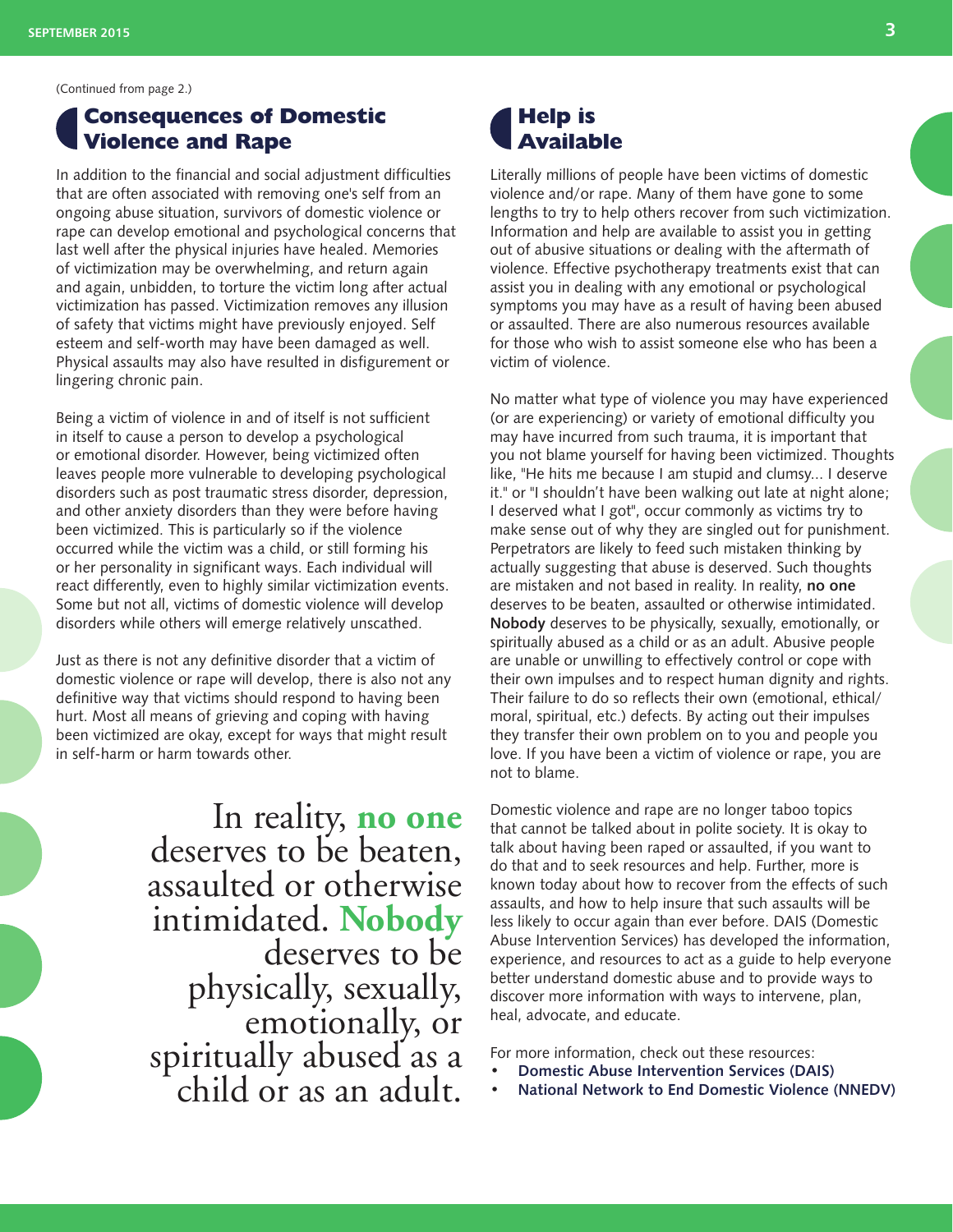(Continued from page 2.)

## Consequences of Domestic Violence and Rape

In addition to the financial and social adjustment difficulties that are often associated with removing one's self from an ongoing abuse situation, survivors of domestic violence or rape can develop emotional and psychological concerns that last well after the physical injuries have healed. Memories of victimization may be overwhelming, and return again and again, unbidden, to torture the victim long after actual victimization has passed. Victimization removes any illusion of safety that victims might have previously enjoyed. Self esteem and self-worth may have been damaged as well. Physical assaults may also have resulted in disfigurement or lingering chronic pain.

Being a victim of violence in and of itself is not sufficient in itself to cause a person to develop a psychological or emotional disorder. However, being victimized often leaves people more vulnerable to developing psychological disorders such as post traumatic stress disorder, depression, and other anxiety disorders than they were before having been victimized. This is particularly so if the violence occurred while the victim was a child, or still forming his or her personality in significant ways. Each individual will react differently, even to highly similar victimization events. Some but not all, victims of domestic violence will develop disorders while others will emerge relatively unscathed.

Just as there is not any definitive disorder that a victim of domestic violence or rape will develop, there is also not any definitive way that victims should respond to having been hurt. Most all means of grieving and coping with having been victimized are okay, except for ways that might result in self-harm or harm towards other.

> In reality, **no one** deserves to be beaten, assaulted or otherwise intimidated. **Nobody** deserves to be physically, sexually, emotionally, or spiritually abused as a child or as an adult.

## Help is Available

Literally millions of people have been victims of domestic violence and/or rape. Many of them have gone to some lengths to try to help others recover from such victimization. Information and help are available to assist you in getting out of abusive situations or dealing with the aftermath of violence. Effective psychotherapy treatments exist that can assist you in dealing with any emotional or psychological symptoms you may have as a result of having been abused or assaulted. There are also numerous resources available for those who wish to assist someone else who has been a victim of violence.

No matter what type of violence you may have experienced (or are experiencing) or variety of emotional difficulty you may have incurred from such trauma, it is important that you not blame yourself for having been victimized. Thoughts like, "He hits me because I am stupid and clumsy... I deserve it." or "I shouldn't have been walking out late at night alone; I deserved what I got", occur commonly as victims try to make sense out of why they are singled out for punishment. Perpetrators are likely to feed such mistaken thinking by actually suggesting that abuse is deserved. Such thoughts are mistaken and not based in reality. In reality, **no one** deserves to be beaten, assaulted or otherwise intimidated. **Nobody** deserves to be physically, sexually, emotionally, or spiritually abused as a child or as an adult. Abusive people are unable or unwilling to effectively control or cope with their own impulses and to respect human dignity and rights. Their failure to do so reflects their own (emotional, ethical/moral, spiritual, etc.) defects. By acting out their impulses they transfer their own problem on to you and people you love. If you have been a victim of violence or rape, you are not to blame.

Domestic violence and rape are no longer taboo topics that cannot be talked about in polite society. It is okay to talk about having been raped or assaulted, if you want to do that and to seek resources and help. Further, more is known today about how to recover from the effects of such assaults, and how to help insure that such assaults will be less likely to occur again than ever before. DAIS (Domestic Abuse Intervention Services) has developed the information, experience, and resources to act as a guide to help everyone better understand domestic abuse and to provide ways to discover more information with ways to intervene, plan, heal, advocate, and educate.

For more information, check out these resources:

- **Domestic Abuse Intervention Services (DAIS)**
- **National Network to End Domestic Violence (NNEDV)**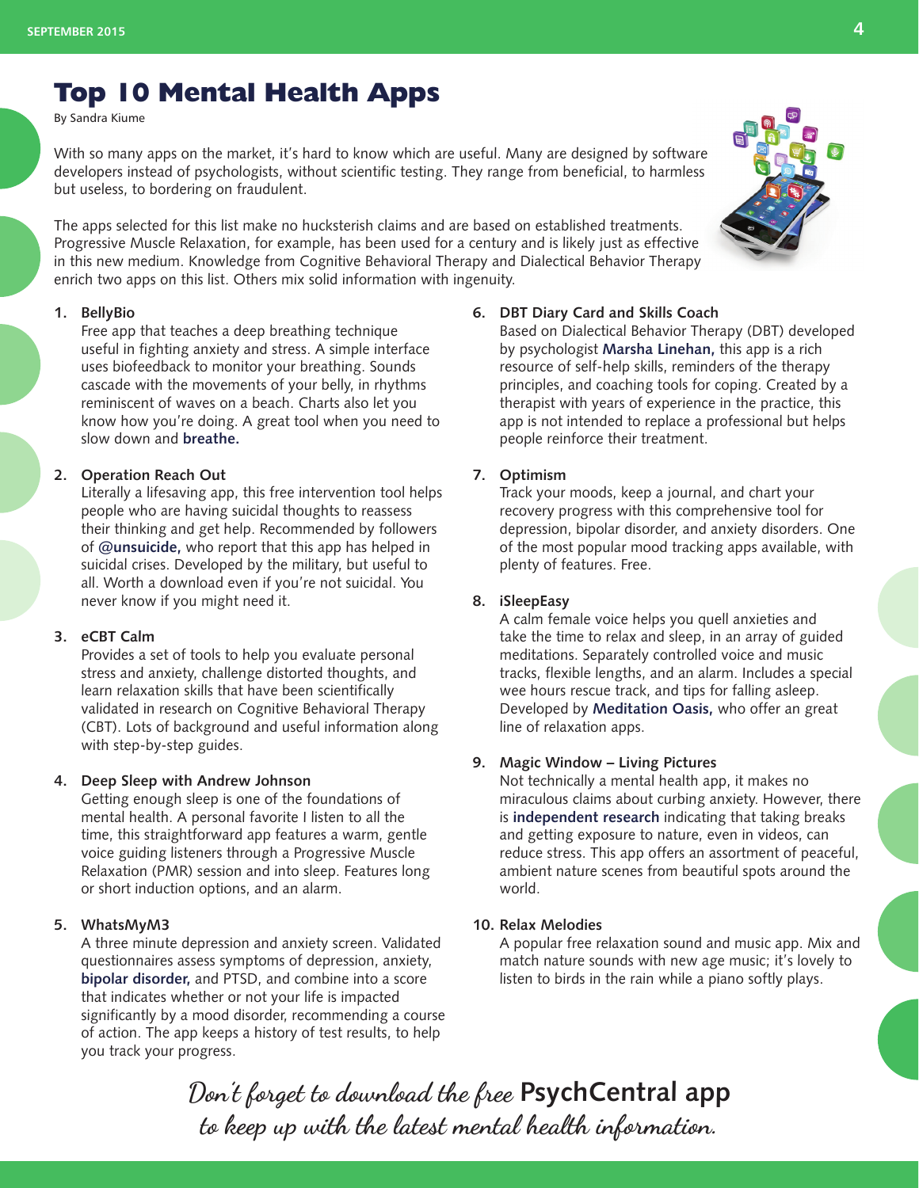# Top 10 Mental Health Apps

By Sandra Kiume

With so many apps on the market, it's hard to know which are useful. Many are designed by software developers instead of psychologists, without scientific testing. They range from beneficial, to harmless but useless, to bordering on fraudulent.

The apps selected for this list make no hucksterish claims and are based on established treatments. Progressive Muscle Relaxation, for example, has been used for a century and is likely just as effective in this new medium. Knowledge from Cognitive Behavioral Therapy and Dialectical Behavior Therapy enrich two apps on this list. Others mix solid information with ingenuity.

1. **BellyBio**
   Free app that teaches a deep breathing technique useful in fighting anxiety and stress. A simple interface uses biofeedback to monitor your breathing. Sounds cascade with the movements of your belly, in rhythms reminiscent of waves on a beach. Charts also let you know how you're doing. A great tool when you need to slow down and **breathe.**

2. **Operation Reach Out**
   Literally a lifesaving app, this free intervention tool helps people who are having suicidal thoughts to reassess their thinking and get help. Recommended by followers of **@unsuicide,** who report that this app has helped in suicidal crises. Developed by the military, but useful to all. Worth a download even if you're not suicidal. You never know if you might need it.

3. **eCBT Calm**
   Provides a set of tools to help you evaluate personal stress and anxiety, challenge distorted thoughts, and learn relaxation skills that have been scientifically validated in research on Cognitive Behavioral Therapy (CBT). Lots of background and useful information along with step-by-step guides.

4. **Deep Sleep with Andrew Johnson**
   Getting enough sleep is one of the foundations of mental health. A personal favorite I listen to all the time, this straightforward app features a warm, gentle voice guiding listeners through a Progressive Muscle Relaxation (PMR) session and into sleep. Features long or short induction options, and an alarm.

5. **WhatsMyM3**
   A three minute depression and anxiety screen. Validated questionnaires assess symptoms of depression, anxiety, **bipolar disorder,** and PTSD, and combine into a score that indicates whether or not your life is impacted significantly by a mood disorder, recommending a course of action. The app keeps a history of test results, to help you track your progress.

6. **DBT Diary Card and Skills Coach**
   Based on Dialectical Behavior Therapy (DBT) developed by psychologist **Marsha Linehan,** this app is a rich resource of self-help skills, reminders of the therapy principles, and coaching tools for coping. Created by a therapist with years of experience in the practice, this app is not intended to replace a professional but helps people reinforce their treatment.

7. **Optimism**
   Track your moods, keep a journal, and chart your recovery progress with this comprehensive tool for depression, bipolar disorder, and anxiety disorders. One of the most popular mood tracking apps available, with plenty of features. Free.

8. **iSleepEasy**
   A calm female voice helps you quell anxieties and take the time to relax and sleep, in an array of guided meditations. Separately controlled voice and music tracks, flexible lengths, and an alarm. Includes a special wee hours rescue track, and tips for falling asleep. Developed by **Meditation Oasis,** who offer an great line of relaxation apps.

9. **Magic Window – Living Pictures**
   Not technically a mental health app, it makes no miraculous claims about curbing anxiety. However, there is **independent research** indicating that taking breaks and getting exposure to nature, even in videos, can reduce stress. This app offers an assortment of peaceful, ambient nature scenes from beautiful spots around the world.

10. **Relax Melodies**
    A popular free relaxation sound and music app. Mix and match nature sounds with new age music; it's lovely to listen to birds in the rain while a piano softly plays.

*Don't forget to download the free* **PsychCentral app** *to keep up with the latest mental health information.*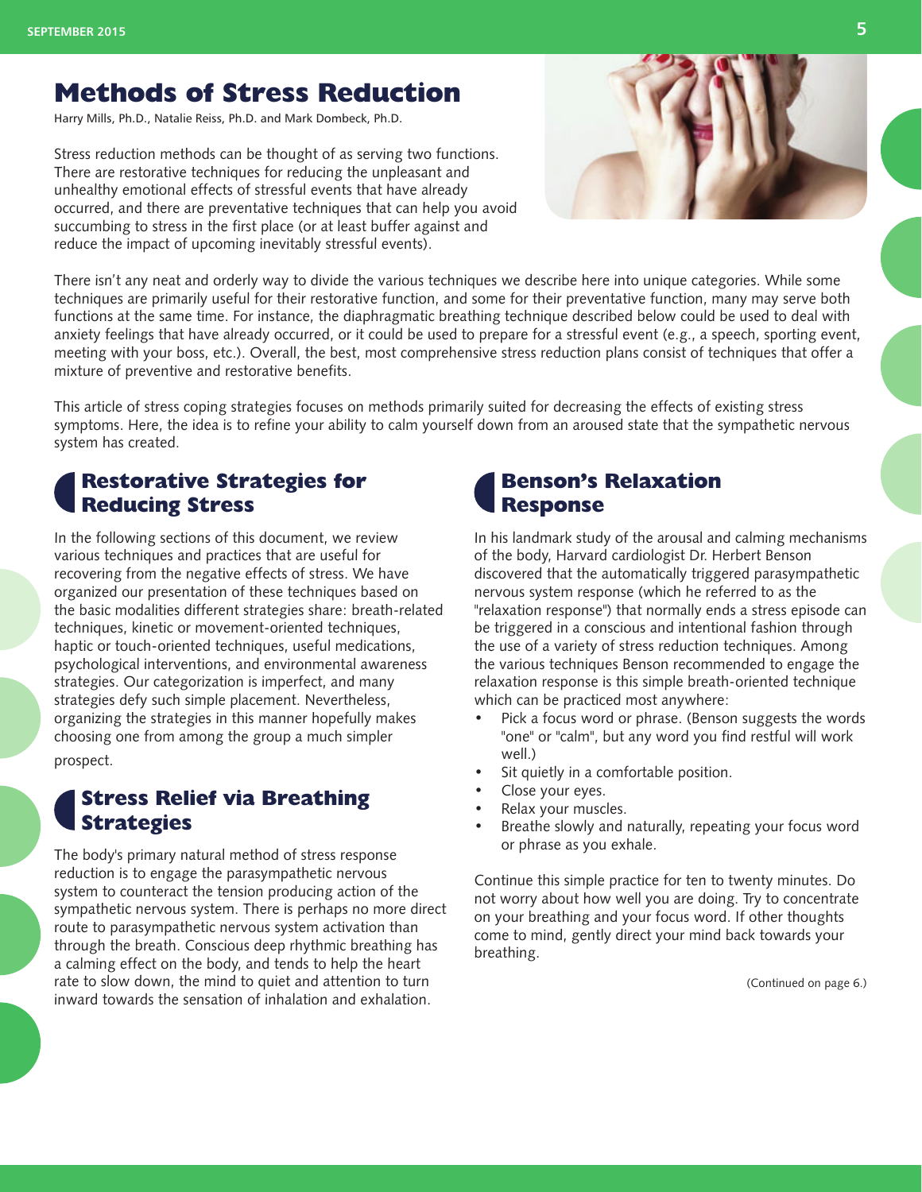# Methods of Stress Reduction

Harry Mills, Ph.D., Natalie Reiss, Ph.D. and Mark Dombeck, Ph.D.

Stress reduction methods can be thought of as serving two functions. There are restorative techniques for reducing the unpleasant and unhealthy emotional effects of stressful events that have already occurred, and there are preventative techniques that can help you avoid succumbing to stress in the first place (or at least buffer against and reduce the impact of upcoming inevitably stressful events).

There isn't any neat and orderly way to divide the various techniques we describe here into unique categories. While some techniques are primarily useful for their restorative function, and some for their preventative function, many may serve both functions at the same time. For instance, the diaphragmatic breathing technique described below could be used to deal with anxiety feelings that have already occurred, or it could be used to prepare for a stressful event (e.g., a speech, sporting event, meeting with your boss, etc.). Overall, the best, most comprehensive stress reduction plans consist of techniques that offer a mixture of preventive and restorative benefits.

This article of stress coping strategies focuses on methods primarily suited for decreasing the effects of existing stress symptoms. Here, the idea is to refine your ability to calm yourself down from an aroused state that the sympathetic nervous system has created.

## Restorative Strategies for Reducing Stress

In the following sections of this document, we review various techniques and practices that are useful for recovering from the negative effects of stress. We have organized our presentation of these techniques based on the basic modalities different strategies share: breath-related techniques, kinetic or movement-oriented techniques, haptic or touch-oriented techniques, useful medications, psychological interventions, and environmental awareness strategies. Our categorization is imperfect, and many strategies defy such simple placement. Nevertheless, organizing the strategies in this manner hopefully makes choosing one from among the group a much simpler prospect.

## Stress Relief via Breathing Strategies

The body's primary natural method of stress response reduction is to engage the parasympathetic nervous system to counteract the tension producing action of the sympathetic nervous system. There is perhaps no more direct route to parasympathetic nervous system activation than through the breath. Conscious deep rhythmic breathing has a calming effect on the body, and tends to help the heart rate to slow down, the mind to quiet and attention to turn inward towards the sensation of inhalation and exhalation.

## Benson's Relaxation Response

In his landmark study of the arousal and calming mechanisms of the body, Harvard cardiologist Dr. Herbert Benson discovered that the automatically triggered parasympathetic nervous system response (which he referred to as the "relaxation response") that normally ends a stress episode can be triggered in a conscious and intentional fashion through the use of a variety of stress reduction techniques. Among the various techniques Benson recommended to engage the relaxation response is this simple breath-oriented technique which can be practiced most anywhere:

- Pick a focus word or phrase. (Benson suggests the words "one" or "calm", but any word you find restful will work well.)
- Sit quietly in a comfortable position.
- Close your eyes.
- Relax your muscles.
- Breathe slowly and naturally, repeating your focus word or phrase as you exhale.

Continue this simple practice for ten to twenty minutes. Do not worry about how well you are doing. Try to concentrate on your breathing and your focus word. If other thoughts come to mind, gently direct your mind back towards your breathing.

(Continued on page 6.)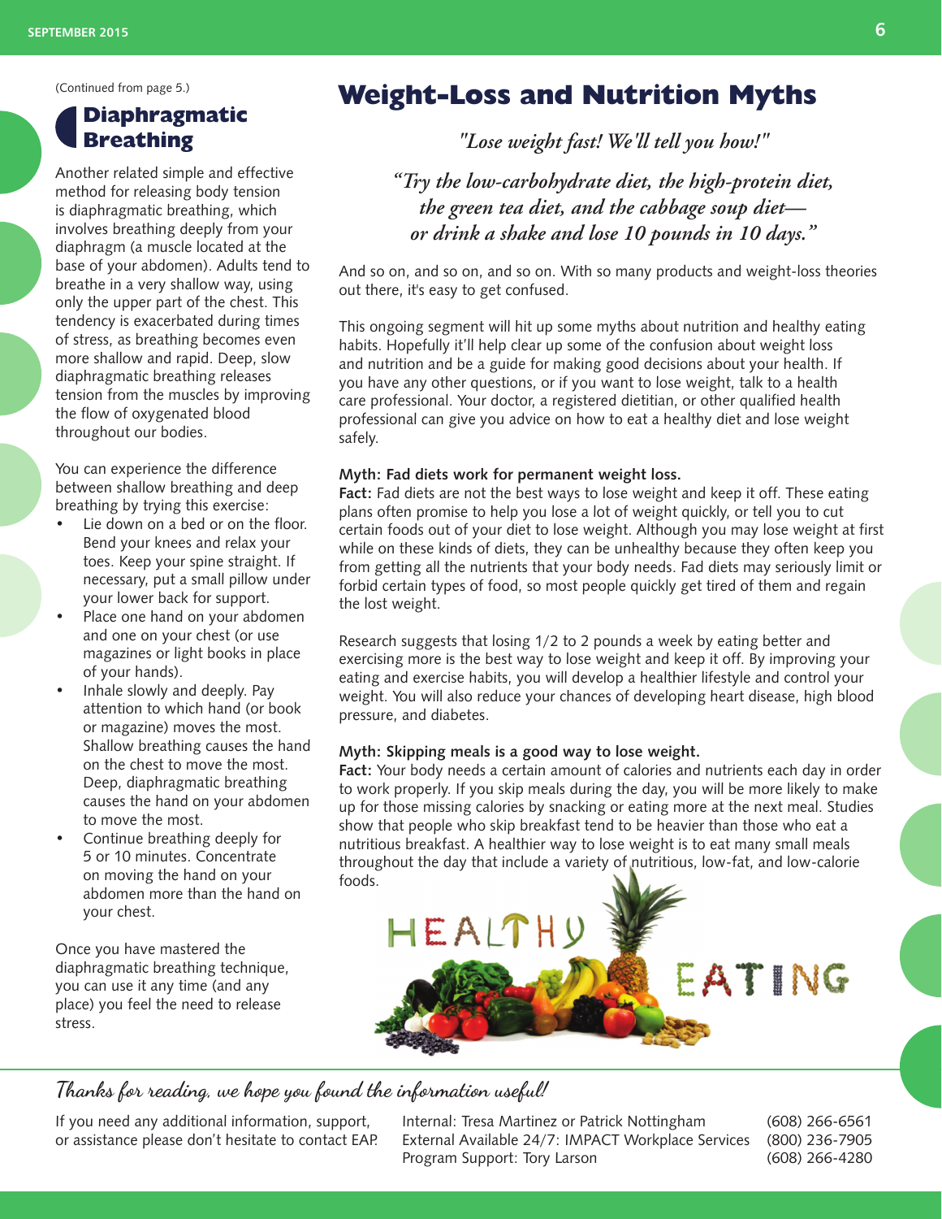(Continued from page 5.)

## Diaphragmatic Breathing

Another related simple and effective method for releasing body tension is diaphragmatic breathing, which involves breathing deeply from your diaphragm (a muscle located at the base of your abdomen). Adults tend to breathe in a very shallow way, using only the upper part of the chest. This tendency is exacerbated during times of stress, as breathing becomes even more shallow and rapid. Deep, slow diaphragmatic breathing releases tension from the muscles by improving the flow of oxygenated blood throughout our bodies.

You can experience the difference between shallow breathing and deep breathing by trying this exercise:

- Lie down on a bed or on the floor. Bend your knees and relax your toes. Keep your spine straight. If necessary, put a small pillow under your lower back for support.
- Place one hand on your abdomen and one on your chest (or use magazines or light books in place of your hands).
- Inhale slowly and deeply. Pay attention to which hand (or book or magazine) moves the most. Shallow breathing causes the hand on the chest to move the most. Deep, diaphragmatic breathing causes the hand on your abdomen to move the most.
- Continue breathing deeply for 5 or 10 minutes. Concentrate on moving the hand on your abdomen more than the hand on your chest.

Once you have mastered the diaphragmatic breathing technique, you can use it any time (and any place) you feel the need to release stress.

# Weight-Loss and Nutrition Myths

*"Lose weight fast! We'll tell you how!"*

*"Try the low-carbohydrate diet, the high-protein diet, the green tea diet, and the cabbage soup diet—or drink a shake and lose 10 pounds in 10 days."*

And so on, and so on, and so on. With so many products and weight-loss theories out there, it's easy to get confused.

This ongoing segment will hit up some myths about nutrition and healthy eating habits. Hopefully it'll help clear up some of the confusion about weight loss and nutrition and be a guide for making good decisions about your health. If you have any other questions, or if you want to lose weight, talk to a health care professional. Your doctor, a registered dietitian, or other qualified health professional can give you advice on how to eat a healthy diet and lose weight safely.

**Myth: Fad diets work for permanent weight loss.**
**Fact:** Fad diets are not the best ways to lose weight and keep it off. These eating plans often promise to help you lose a lot of weight quickly, or tell you to cut certain foods out of your diet to lose weight. Although you may lose weight at first while on these kinds of diets, they can be unhealthy because they often keep you from getting all the nutrients that your body needs. Fad diets may seriously limit or forbid certain types of food, so most people quickly get tired of them and regain the lost weight.

Research suggests that losing 1/2 to 2 pounds a week by eating better and exercising more is the best way to lose weight and keep it off. By improving your eating and exercise habits, you will develop a healthier lifestyle and control your weight. You will also reduce your chances of developing heart disease, high blood pressure, and diabetes.

**Myth: Skipping meals is a good way to lose weight.**
**Fact:** Your body needs a certain amount of calories and nutrients each day in order to work properly. If you skip meals during the day, you will be more likely to make up for those missing calories by snacking or eating more at the next meal. Studies show that people who skip breakfast tend to be heavier than those who eat a nutritious breakfast. A healthier way to lose weight is to eat many small meals throughout the day that include a variety of nutritious, low-fat, and low-calorie foods.

HEALTHY EATING

*Thanks for reading, we hope you found the information useful!*

If you need any additional information, support, or assistance please don't hesitate to contact EAP.

| | |
|---|---|
| Internal: Tresa Martinez or Patrick Nottingham | (608) 266-6561 |
| External Available 24/7: IMPACT Workplace Services | (800) 236-7905 |
| Program Support: Tory Larson | (608) 266-4280 |